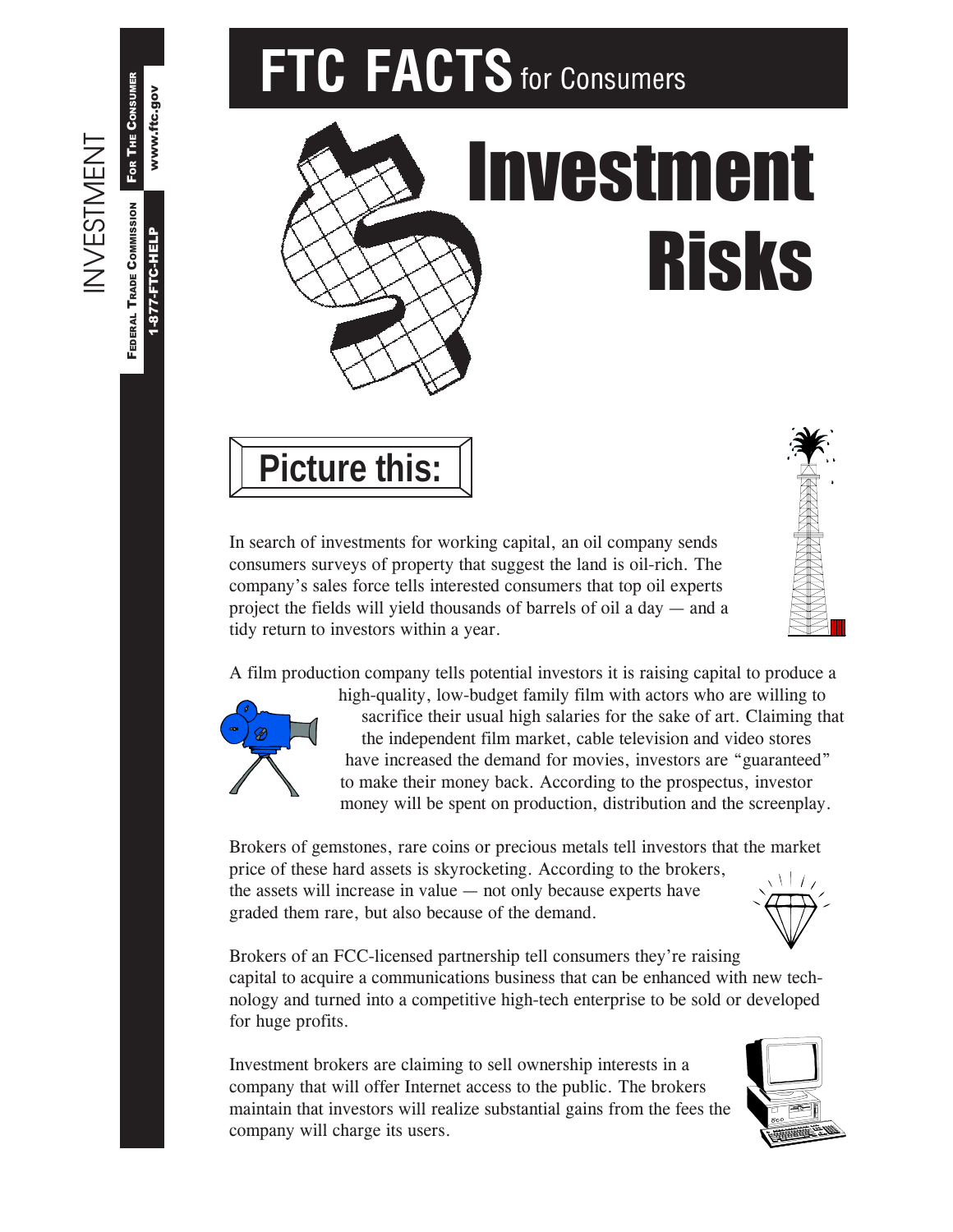# FTC FACTS for Consumers

# Investment Risks

INVESTMENT

Federal Trade Commission · For The Consumer · 1-877-FTC-HELP · www.ftc.gov

## Picture this:

In search of investments for working capital, an oil company sends consumers surveys of property that suggest the land is oil-rich. The company's sales force tells interested consumers that top oil experts project the fields will yield thousands of barrels of oil a day — and a tidy return to investors within a year.

A film production company tells potential investors it is raising capital to produce a high-quality, low-budget family film with actors who are willing to sacrifice their usual high salaries for the sake of art. Claiming that the independent film market, cable television and video stores have increased the demand for movies, investors are "guaranteed" to make their money back. According to the prospectus, investor money will be spent on production, distribution and the screenplay.

Brokers of gemstones, rare coins or precious metals tell investors that the market price of these hard assets is skyrocketing. According to the brokers, the assets will increase in value — not only because experts have graded them rare, but also because of the demand.

Brokers of an FCC-licensed partnership tell consumers they're raising capital to acquire a communications business that can be enhanced with new technology and turned into a competitive high-tech enterprise to be sold or developed for huge profits.

Investment brokers are claiming to sell ownership interests in a company that will offer Internet access to the public. The brokers maintain that investors will realize substantial gains from the fees the company will charge its users.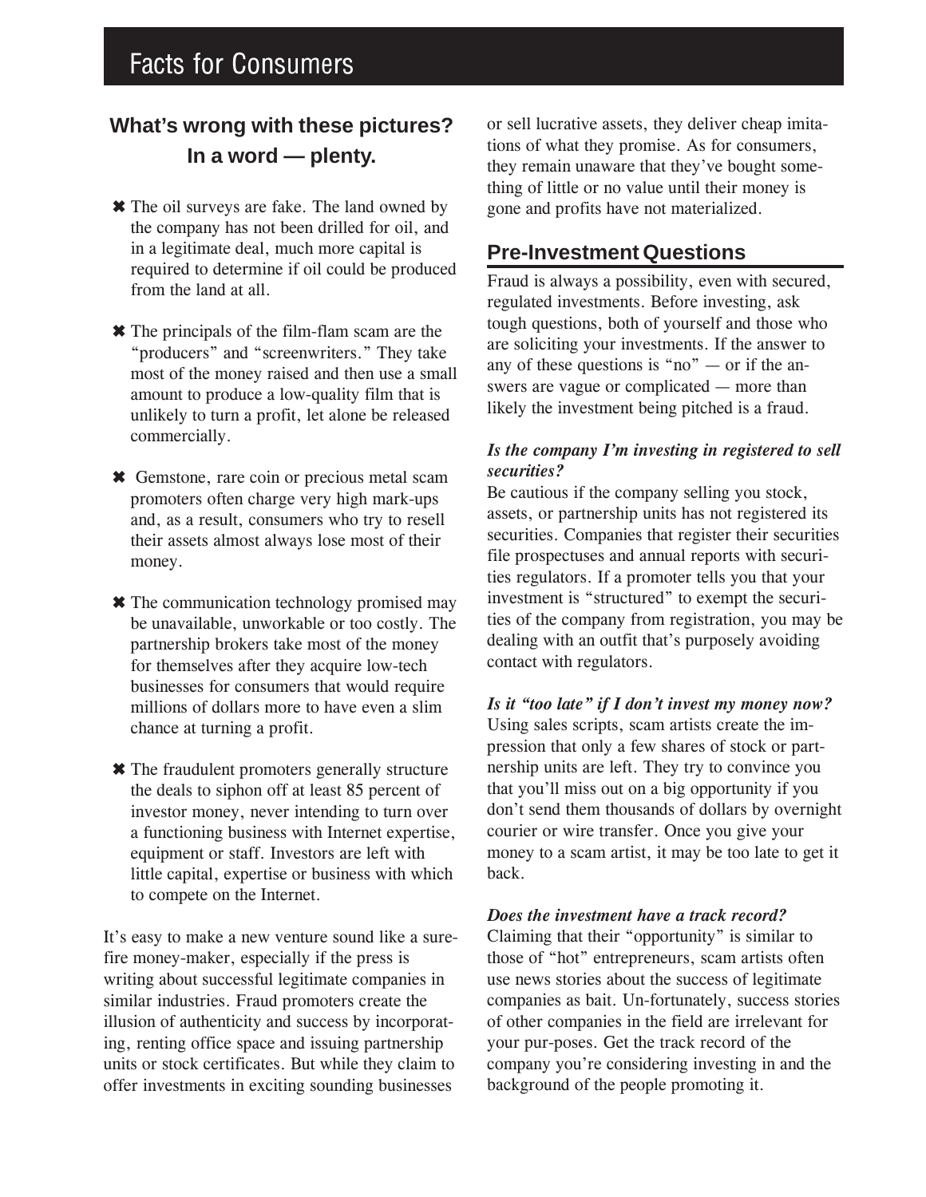## What's wrong with these pictures? In a word — plenty.

- ✖ The oil surveys are fake. The land owned by the company has not been drilled for oil, and in a legitimate deal, much more capital is required to determine if oil could be produced from the land at all.
- ✖ The principals of the film-flam scam are the "producers" and "screenwriters." They take most of the money raised and then use a small amount to produce a low-quality film that is unlikely to turn a profit, let alone be released commercially.
- ✖ Gemstone, rare coin or precious metal scam promoters often charge very high mark-ups and, as a result, consumers who try to resell their assets almost always lose most of their money.
- ✖ The communication technology promised may be unavailable, unworkable or too costly. The partnership brokers take most of the money for themselves after they acquire low-tech businesses for consumers that would require millions of dollars more to have even a slim chance at turning a profit.
- ✖ The fraudulent promoters generally structure the deals to siphon off at least 85 percent of investor money, never intending to turn over a functioning business with Internet expertise, equipment or staff. Investors are left with little capital, expertise or business with which to compete on the Internet.

It's easy to make a new venture sound like a sure-fire money-maker, especially if the press is writing about successful legitimate companies in similar industries. Fraud promoters create the illusion of authenticity and success by incorporating, renting office space and issuing partnership units or stock certificates. But while they claim to offer investments in exciting sounding businesses or sell lucrative assets, they deliver cheap imitations of what they promise. As for consumers, they remain unaware that they've bought something of little or no value until their money is gone and profits have not materialized.

## Pre-Investment Questions

Fraud is always a possibility, even with secured, regulated investments. Before investing, ask tough questions, both of yourself and those who are soliciting your investments. If the answer to any of these questions is "no" — or if the answers are vague or complicated — more than likely the investment being pitched is a fraud.

***Is the company I'm investing in registered to sell securities?***

Be cautious if the company selling you stock, assets, or partnership units has not registered its securities. Companies that register their securities file prospectuses and annual reports with securities regulators. If a promoter tells you that your investment is "structured" to exempt the securities of the company from registration, you may be dealing with an outfit that's purposely avoiding contact with regulators.

***Is it "too late" if I don't invest my money now?***

Using sales scripts, scam artists create the impression that only a few shares of stock or partnership units are left. They try to convince you that you'll miss out on a big opportunity if you don't send them thousands of dollars by overnight courier or wire transfer. Once you give your money to a scam artist, it may be too late to get it back.

***Does the investment have a track record?***

Claiming that their "opportunity" is similar to those of "hot" entrepreneurs, scam artists often use news stories about the success of legitimate companies as bait. Un-fortunately, success stories of other companies in the field are irrelevant for your pur-poses. Get the track record of the company you're considering investing in and the background of the people promoting it.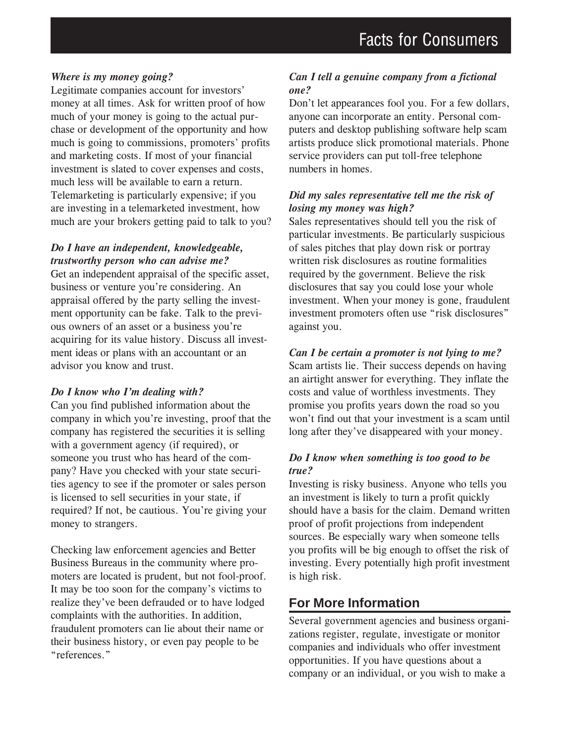***Where is my money going?***

Legitimate companies account for investors' money at all times. Ask for written proof of how much of your money is going to the actual purchase or development of the opportunity and how much is going to commissions, promoters' profits and marketing costs. If most of your financial investment is slated to cover expenses and costs, much less will be available to earn a return. Telemarketing is particularly expensive; if you are investing in a telemarketed investment, how much are your brokers getting paid to talk to you?

***Do I have an independent, knowledgeable, trustworthy person who can advise me?***

Get an independent appraisal of the specific asset, business or venture you're considering. An appraisal offered by the party selling the investment opportunity can be fake. Talk to the previous owners of an asset or a business you're acquiring for its value history. Discuss all investment ideas or plans with an accountant or an advisor you know and trust.

***Do I know who I'm dealing with?***

Can you find published information about the company in which you're investing, proof that the company has registered the securities it is selling with a government agency (if required), or someone you trust who has heard of the company? Have you checked with your state securities agency to see if the promoter or sales person is licensed to sell securities in your state, if required? If not, be cautious. You're giving your money to strangers.

Checking law enforcement agencies and Better Business Bureaus in the community where promoters are located is prudent, but not fool-proof. It may be too soon for the company's victims to realize they've been defrauded or to have lodged complaints with the authorities. In addition, fraudulent promoters can lie about their name or their business history, or even pay people to be "references."

***Can I tell a genuine company from a fictional one?***

Don't let appearances fool you. For a few dollars, anyone can incorporate an entity. Personal computers and desktop publishing software help scam artists produce slick promotional materials. Phone service providers can put toll-free telephone numbers in homes.

***Did my sales representative tell me the risk of losing my money was high?***

Sales representatives should tell you the risk of particular investments. Be particularly suspicious of sales pitches that play down risk or portray written risk disclosures as routine formalities required by the government. Believe the risk disclosures that say you could lose your whole investment. When your money is gone, fraudulent investment promoters often use "risk disclosures" against you.

***Can I be certain a promoter is not lying to me?***

Scam artists lie. Their success depends on having an airtight answer for everything. They inflate the costs and value of worthless investments. They promise you profits years down the road so you won't find out that your investment is a scam until long after they've disappeared with your money.

***Do I know when something is too good to be true?***

Investing is risky business. Anyone who tells you an investment is likely to turn a profit quickly should have a basis for the claim. Demand written proof of profit projections from independent sources. Be especially wary when someone tells you profits will be big enough to offset the risk of investing. Every potentially high profit investment is high risk.

## For More Information

Several government agencies and business organizations register, regulate, investigate or monitor companies and individuals who offer investment opportunities. If you have questions about a company or an individual, or you wish to make a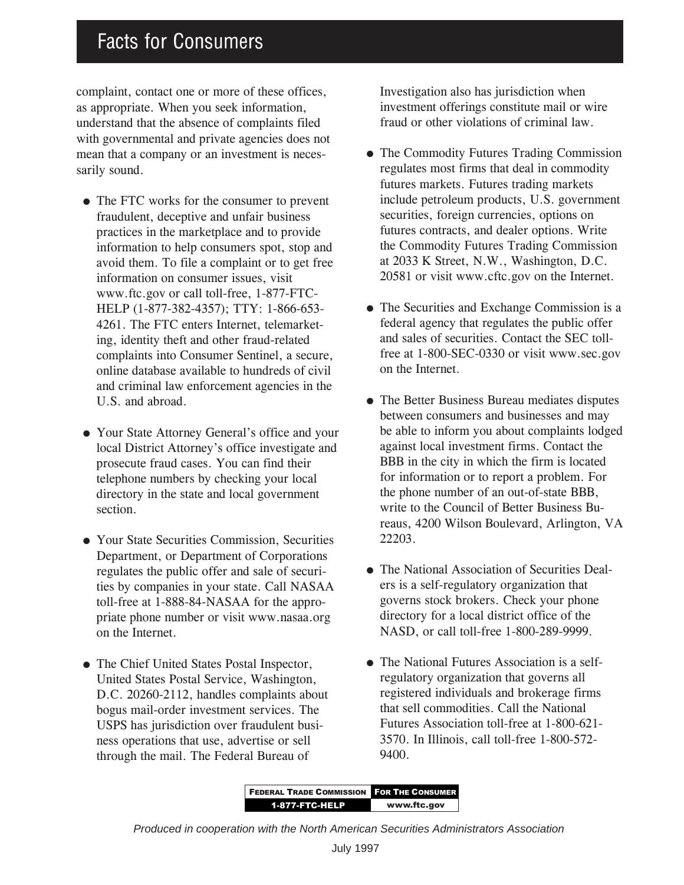complaint, contact one or more of these offices, as appropriate. When you seek information, understand that the absence of complaints filed with governmental and private agencies does not mean that a company or an investment is necessarily sound.

- The FTC works for the consumer to prevent fraudulent, deceptive and unfair business practices in the marketplace and to provide information to help consumers spot, stop and avoid them. To file a complaint or to get free information on consumer issues, visit www.ftc.gov or call toll-free, 1-877-FTC-HELP (1-877-382-4357); TTY: 1-866-653-4261. The FTC enters Internet, telemarketing, identity theft and other fraud-related complaints into Consumer Sentinel, a secure, online database available to hundreds of civil and criminal law enforcement agencies in the U.S. and abroad.

- Your State Attorney General's office and your local District Attorney's office investigate and prosecute fraud cases. You can find their telephone numbers by checking your local directory in the state and local government section.

- Your State Securities Commission, Securities Department, or Department of Corporations regulates the public offer and sale of securities by companies in your state. Call NASAA toll-free at 1-888-84-NASAA for the appropriate phone number or visit www.nasaa.org on the Internet.

- The Chief United States Postal Inspector, United States Postal Service, Washington, D.C. 20260-2112, handles complaints about bogus mail-order investment services. The USPS has jurisdiction over fraudulent business operations that use, advertise or sell through the mail. The Federal Bureau of Investigation also has jurisdiction when investment offerings constitute mail or wire fraud or other violations of criminal law.

- The Commodity Futures Trading Commission regulates most firms that deal in commodity futures markets. Futures trading markets include petroleum products, U.S. government securities, foreign currencies, options on futures contracts, and dealer options. Write the Commodity Futures Trading Commission at 2033 K Street, N.W., Washington, D.C. 20581 or visit www.cftc.gov on the Internet.

- The Securities and Exchange Commission is a federal agency that regulates the public offer and sales of securities. Contact the SEC toll-free at 1-800-SEC-0330 or visit www.sec.gov on the Internet.

- The Better Business Bureau mediates disputes between consumers and businesses and may be able to inform you about complaints lodged against local investment firms. Contact the BBB in the city in which the firm is located for information or to report a problem. For the phone number of an out-of-state BBB, write to the Council of Better Business Bureaus, 4200 Wilson Boulevard, Arlington, VA 22203.

- The National Association of Securities Dealers is a self-regulatory organization that governs stock brokers. Check your phone directory for a local district office of the NASD, or call toll-free 1-800-289-9999.

- The National Futures Association is a self-regulatory organization that governs all registered individuals and brokerage firms that sell commodities. Call the National Futures Association toll-free at 1-800-621-3570. In Illinois, call toll-free 1-800-572-9400.

FEDERAL TRADE COMMISSION | FOR THE CONSUMER
1-877-FTC-HELP | www.ftc.gov

*Produced in cooperation with the North American Securities Administrators Association*

July 1997